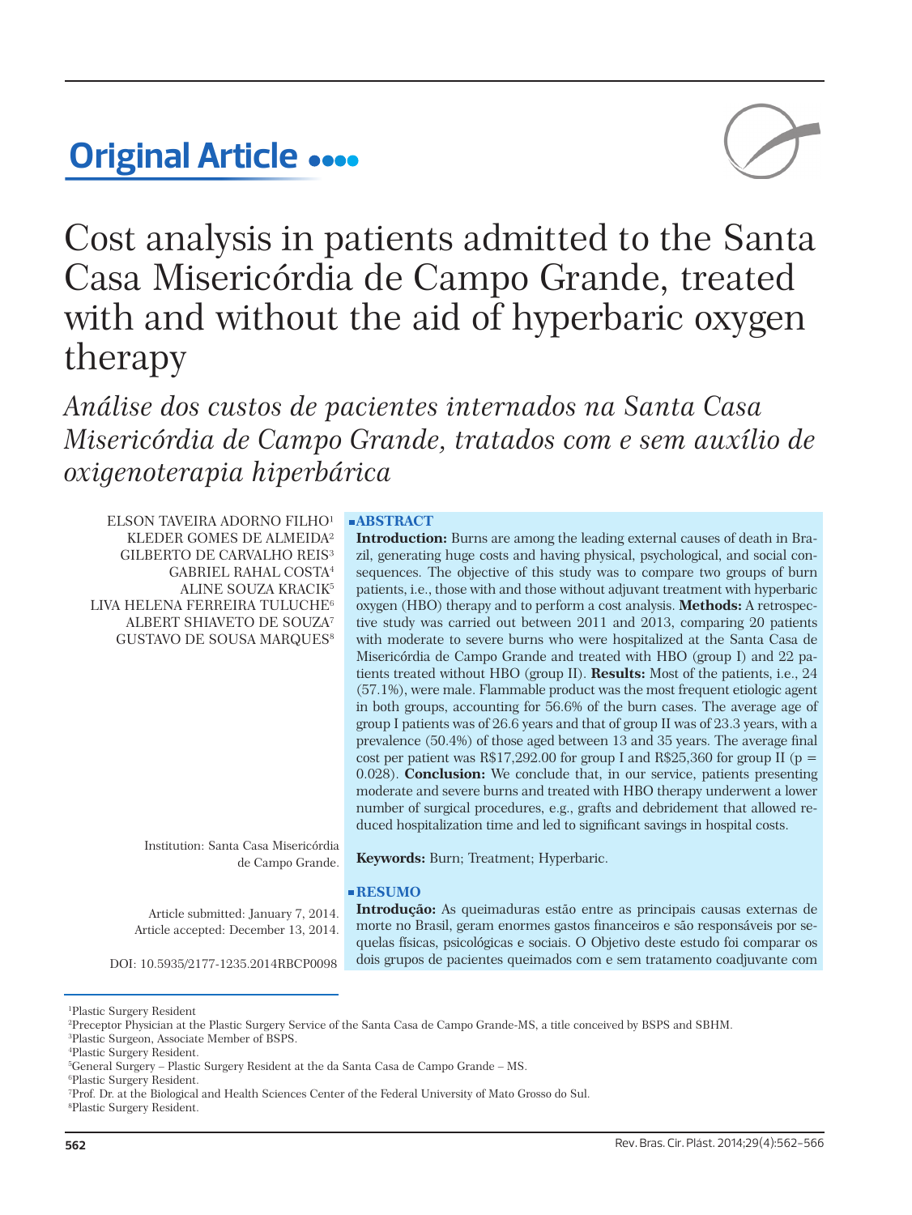**Original Article**

# Cost analysis in patients admitted to the Santa Casa Misericórdia de Campo Grande, treated with and without the aid of hyperbaric oxygen therapy

*Análise dos custos de pacientes internados na Santa Casa Misericórdia de Campo Grande, tratados com e sem auxílio de oxigenoterapia hiperbárica*

ELSON TAVEIRA ADORNO FILHO[1]
KLEDER GOMES DE ALMEIDA[2]
GILBERTO DE CARVALHO REIS[3]
GABRIEL RAHAL COSTA[4]
ALINE SOUZA KRACIK[5]
LIVA HELENA FERREIRA TULUCHE[6]
ALBERT SHIAVETO DE SOUZA[7]
GUSTAVO DE SOUSA MARQUES[8]

Institution: Santa Casa Misericórdia de Campo Grande.

Article submitted: January 7, 2014.
Article accepted: December 13, 2014.

DOI: 10.5935/2177-1235.2014RBCP0098

## ABSTRACT

**Introduction:** Burns are among the leading external causes of death in Brazil, generating huge costs and having physical, psychological, and social consequences. The objective of this study was to compare two groups of burn patients, i.e., those with and those without adjuvant treatment with hyperbaric oxygen (HBO) therapy and to perform a cost analysis. **Methods:** A retrospective study was carried out between 2011 and 2013, comparing 20 patients with moderate to severe burns who were hospitalized at the Santa Casa de Misericórdia de Campo Grande and treated with HBO (group I) and 22 patients treated without HBO (group II). **Results:** Most of the patients, i.e., 24 (57.1%), were male. Flammable product was the most frequent etiologic agent in both groups, accounting for 56.6% of the burn cases. The average age of group I patients was of 26.6 years and that of group II was of 23.3 years, with a prevalence (50.4%) of those aged between 13 and 35 years. The average final cost per patient was R$17,292.00 for group I and R$25,360 for group II ($p = 0.028$). **Conclusion:** We conclude that, in our service, patients presenting moderate and severe burns and treated with HBO therapy underwent a lower number of surgical procedures, e.g., grafts and debridement that allowed reduced hospitalization time and led to significant savings in hospital costs.

**Keywords:** Burn; Treatment; Hyperbaric.

## RESUMO

**Introdução:** As queimaduras estão entre as principais causas externas de morte no Brasil, geram enormes gastos financeiros e são responsáveis por sequelas físicas, psicológicas e sociais. O Objetivo deste estudo foi comparar os dois grupos de pacientes queimados com e sem tratamento coadjuvante com

[1]Plastic Surgery Resident
[2]Preceptor Physician at the Plastic Surgery Service of the Santa Casa de Campo Grande-MS, a title conceived by BSPS and SBHM.
[3]Plastic Surgeon, Associate Member of BSPS.
[4]Plastic Surgery Resident.
[5]General Surgery – Plastic Surgery Resident at the da Santa Casa de Campo Grande – MS.
[6]Plastic Surgery Resident.
[7]Prof. Dr. at the Biological and Health Sciences Center of the Federal University of Mato Grosso do Sul.
[8]Plastic Surgery Resident.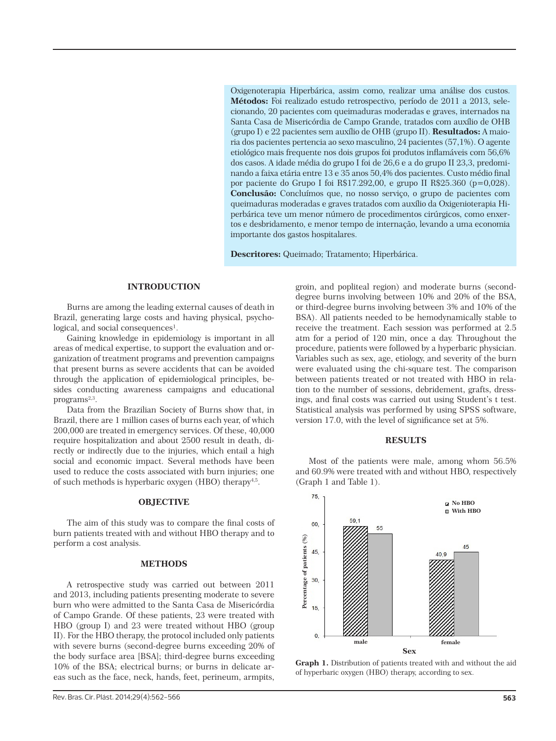Oxigenoterapia Hiperbárica, assim como, realizar uma análise dos custos. **Métodos:** Foi realizado estudo retrospectivo, período de 2011 a 2013, selecionando, 20 pacientes com queimaduras moderadas e graves, internados na Santa Casa de Misericórdia de Campo Grande, tratados com auxílio de OHB (grupo I) e 22 pacientes sem auxílio de OHB (grupo II). **Resultados:** A maioria dos pacientes pertencia ao sexo masculino, 24 pacientes (57,1%). O agente etiológico mais frequente nos dois grupos foi produtos inflamáveis com 56,6% dos casos. A idade média do grupo I foi de 26,6 e a do grupo II 23,3, predominando a faixa etária entre 13 e 35 anos 50,4% dos pacientes. Custo médio final por paciente do Grupo I foi R$17.292,00, e grupo II R$25.360 (p=0,028). **Conclusão:** Concluímos que, no nosso serviço, o grupo de pacientes com queimaduras moderadas e graves tratados com auxílio da Oxigenioterapia Hiperbárica teve um menor número de procedimentos cirúrgicos, como enxertos e desbridamento, e menor tempo de internação, levando a uma economia importante dos gastos hospitalares.

**Descritores:** Queimado; Tratamento; Hiperbárica.

## INTRODUCTION

Burns are among the leading external causes of death in Brazil, generating large costs and having physical, psychological, and social consequences[1].

Gaining knowledge in epidemiology is important in all areas of medical expertise, to support the evaluation and organization of treatment programs and prevention campaigns that present burns as severe accidents that can be avoided through the application of epidemiological principles, besides conducting awareness campaigns and educational programs[2,3].

Data from the Brazilian Society of Burns show that, in Brazil, there are 1 million cases of burns each year, of which 200,000 are treated in emergency services. Of these, 40,000 require hospitalization and about 2500 result in death, directly or indirectly due to the injuries, which entail a high social and economic impact. Several methods have been used to reduce the costs associated with burn injuries; one of such methods is hyperbaric oxygen (HBO) therapy[4,5].

## OBJECTIVE

The aim of this study was to compare the final costs of burn patients treated with and without HBO therapy and to perform a cost analysis.

## METHODS

A retrospective study was carried out between 2011 and 2013, including patients presenting moderate to severe burn who were admitted to the Santa Casa de Misericórdia of Campo Grande. Of these patients, 23 were treated with HBO (group I) and 23 were treated without HBO (group II). For the HBO therapy, the protocol included only patients with severe burns (second-degree burns exceeding 20% of the body surface area [BSA]; third-degree burns exceeding 10% of the BSA; electrical burns; or burns in delicate areas such as the face, neck, hands, feet, perineum, armpits, groin, and popliteal region) and moderate burns (second-degree burns involving between 10% and 20% of the BSA, or third-degree burns involving between 3% and 10% of the BSA). All patients needed to be hemodynamically stable to receive the treatment. Each session was performed at 2.5 atm for a period of 120 min, once a day. Throughout the procedure, patients were followed by a hyperbaric physician. Variables such as sex, age, etiology, and severity of the burn were evaluated using the chi-square test. The comparison between patients treated or not treated with HBO in relation to the number of sessions, debridement, grafts, dressings, and final costs was carried out using Student's t test. Statistical analysis was performed by using SPSS software, version 17.0, with the level of significance set at 5%.

## RESULTS

Most of the patients were male, among whom 56.5% and 60.9% were treated with and without HBO, respectively (Graph 1 and Table 1).

| Sex | No HBO (%) | With HBO (%) |
|---|---|---|
| male | 59,1 | 55 |
| female | 40,9 | 45 |

**Graph 1.** Distribution of patients treated with and without the aid of hyperbaric oxygen (HBO) therapy, according to sex.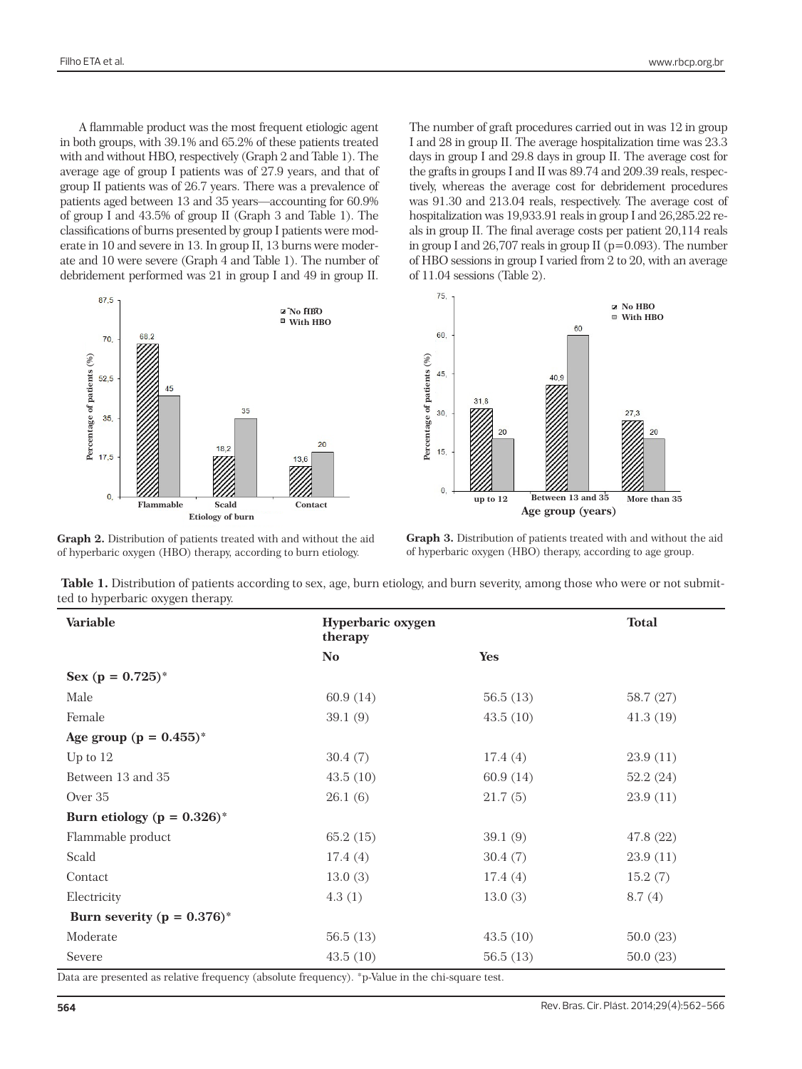A flammable product was the most frequent etiologic agent in both groups, with 39.1% and 65.2% of these patients treated with and without HBO, respectively (Graph 2 and Table 1). The average age of group I patients was of 27.9 years, and that of group II patients was of 26.7 years. There was a prevalence of patients aged between 13 and 35 years—accounting for 60.9% of group I and 43.5% of group II (Graph 3 and Table 1). The classifications of burns presented by group I patients were moderate in 10 and severe in 13. In group II, 13 burns were moderate and 10 were severe (Graph 4 and Table 1). The number of debridement performed was 21 in group I and 49 in group II. The number of graft procedures carried out in was 12 in group I and 28 in group II. The average hospitalization time was 23.3 days in group I and 29.8 days in group II. The average cost for the grafts in groups I and II was 89.74 and 209.39 reals, respectively, whereas the average cost for debridement procedures was 91.30 and 213.04 reals, respectively. The average cost of hospitalization was 19,933.91 reals in group I and 26,285.22 reals in group II. The final average costs per patient 20,114 reals in group I and 26,707 reals in group II (p=0.093). The number of HBO sessions in group I varied from 2 to 20, with an average of 11.04 sessions (Table 2).

**Graph 2.** Distribution of patients treated with and without the aid of hyperbaric oxygen (HBO) therapy, according to burn etiology.

**Graph 3.** Distribution of patients treated with and without the aid of hyperbaric oxygen (HBO) therapy, according to age group.

**Table 1.** Distribution of patients according to sex, age, burn etiology, and burn severity, among those who were or not submitted to hyperbaric oxygen therapy.

| Variable | Hyperbaric oxygen therapy | | Total |
|---|---|---|---|
| | No | Yes | |
| **Sex (p = 0.725)*** | | | |
| Male | 60.9 (14) | 56.5 (13) | 58.7 (27) |
| Female | 39.1 (9) | 43.5 (10) | 41.3 (19) |
| **Age group (p = 0.455)*** | | | |
| Up to 12 | 30.4 (7) | 17.4 (4) | 23.9 (11) |
| Between 13 and 35 | 43.5 (10) | 60.9 (14) | 52.2 (24) |
| Over 35 | 26.1 (6) | 21.7 (5) | 23.9 (11) |
| **Burn etiology (p = 0.326)*** | | | |
| Flammable product | 65.2 (15) | 39.1 (9) | 47.8 (22) |
| Scald | 17.4 (4) | 30.4 (7) | 23.9 (11) |
| Contact | 13.0 (3) | 17.4 (4) | 15.2 (7) |
| Electricity | 4.3 (1) | 13.0 (3) | 8.7 (4) |
| **Burn severity (p = 0.376)*** | | | |
| Moderate | 56.5 (13) | 43.5 (10) | 50.0 (23) |
| Severe | 43.5 (10) | 56.5 (13) | 50.0 (23) |

Data are presented as relative frequency (absolute frequency). *p-Value in the chi-square test.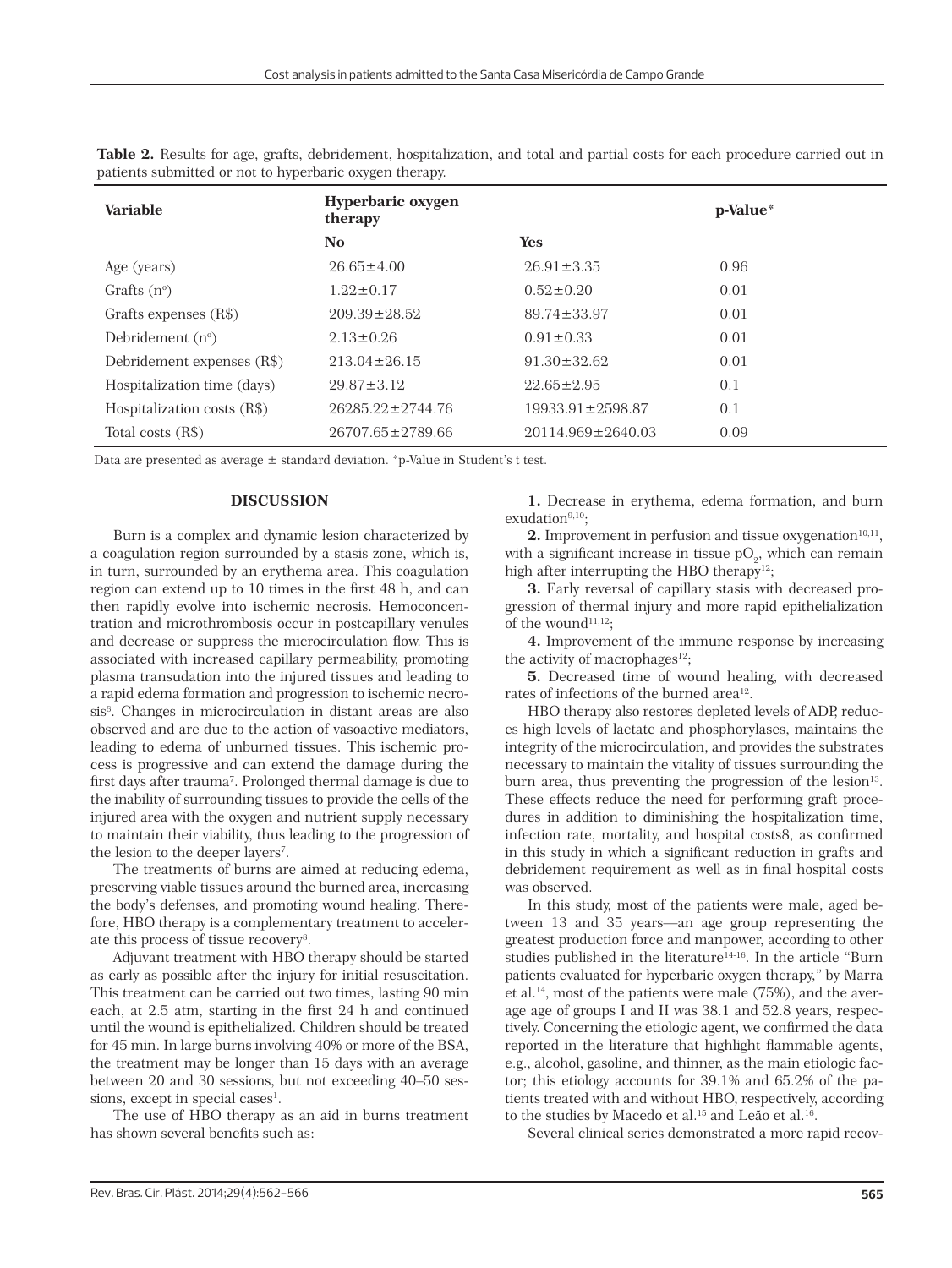**Table 2.** Results for age, grafts, debridement, hospitalization, and total and partial costs for each procedure carried out in patients submitted or not to hyperbaric oxygen therapy.

| Variable | Hyperbaric oxygen therapy | | p-Value* |
|---|---|---|---|
| | No | Yes | |
| Age (years) | 26.65±4.00 | 26.91±3.35 | 0.96 |
| Grafts (nº) | 1.22±0.17 | 0.52±0.20 | 0.01 |
| Grafts expenses (R$) | 209.39±28.52 | 89.74±33.97 | 0.01 |
| Debridement (nº) | 2.13±0.26 | 0.91±0.33 | 0.01 |
| Debridement expenses (R$) | 213.04±26.15 | 91.30±32.62 | 0.01 |
| Hospitalization time (days) | 29.87±3.12 | 22.65±2.95 | 0.1 |
| Hospitalization costs (R$) | 26285.22±2744.76 | 19933.91±2598.87 | 0.1 |
| Total costs (R$) | 26707.65±2789.66 | 20114.969±2640.03 | 0.09 |

Data are presented as average ± standard deviation. *p-Value in Student's t test.

## DISCUSSION

Burn is a complex and dynamic lesion characterized by a coagulation region surrounded by a stasis zone, which is, in turn, surrounded by an erythema area. This coagulation region can extend up to 10 times in the first 48 h, and can then rapidly evolve into ischemic necrosis. Hemoconcentration and microthrombosis occur in postcapillary venules and decrease or suppress the microcirculation flow. This is associated with increased capillary permeability, promoting plasma transudation into the injured tissues and leading to a rapid edema formation and progression to ischemic necrosis[6]. Changes in microcirculation in distant areas are also observed and are due to the action of vasoactive mediators, leading to edema of unburned tissues. This ischemic process is progressive and can extend the damage during the first days after trauma[7]. Prolonged thermal damage is due to the inability of surrounding tissues to provide the cells of the injured area with the oxygen and nutrient supply necessary to maintain their viability, thus leading to the progression of the lesion to the deeper layers[7].

The treatments of burns are aimed at reducing edema, preserving viable tissues around the burned area, increasing the body's defenses, and promoting wound healing. Therefore, HBO therapy is a complementary treatment to accelerate this process of tissue recovery[8].

Adjuvant treatment with HBO therapy should be started as early as possible after the injury for initial resuscitation. This treatment can be carried out two times, lasting 90 min each, at 2.5 atm, starting in the first 24 h and continued until the wound is epithelialized. Children should be treated for 45 min. In large burns involving 40% or more of the BSA, the treatment may be longer than 15 days with an average between 20 and 30 sessions, but not exceeding 40–50 sessions, except in special cases[1].

The use of HBO therapy as an aid in burns treatment has shown several benefits such as:

**1.** Decrease in erythema, edema formation, and burn exudation[9,10];

**2.** Improvement in perfusion and tissue oxygenation[10,11], with a significant increase in tissue $pO_2$, which can remain high after interrupting the HBO therapy[12];

**3.** Early reversal of capillary stasis with decreased progression of thermal injury and more rapid epithelialization of the wound[11,12];

**4.** Improvement of the immune response by increasing the activity of macrophages[12];

**5.** Decreased time of wound healing, with decreased rates of infections of the burned area[12].

HBO therapy also restores depleted levels of ADP, reduces high levels of lactate and phosphorylases, maintains the integrity of the microcirculation, and provides the substrates necessary to maintain the vitality of tissues surrounding the burn area, thus preventing the progression of the lesion[13]. These effects reduce the need for performing graft procedures in addition to diminishing the hospitalization time, infection rate, mortality, and hospital costs8, as confirmed in this study in which a significant reduction in grafts and debridement requirement as well as in final hospital costs was observed.

In this study, most of the patients were male, aged between 13 and 35 years—an age group representing the greatest production force and manpower, according to other studies published in the literature[14-16]. In the article "Burn patients evaluated for hyperbaric oxygen therapy," by Marra et al.[14], most of the patients were male (75%), and the average age of groups I and II was 38.1 and 52.8 years, respectively. Concerning the etiologic agent, we confirmed the data reported in the literature that highlight flammable agents, e.g., alcohol, gasoline, and thinner, as the main etiologic factor; this etiology accounts for 39.1% and 65.2% of the patients treated with and without HBO, respectively, according to the studies by Macedo et al.[15] and Leão et al.[16].

Several clinical series demonstrated a more rapid recov-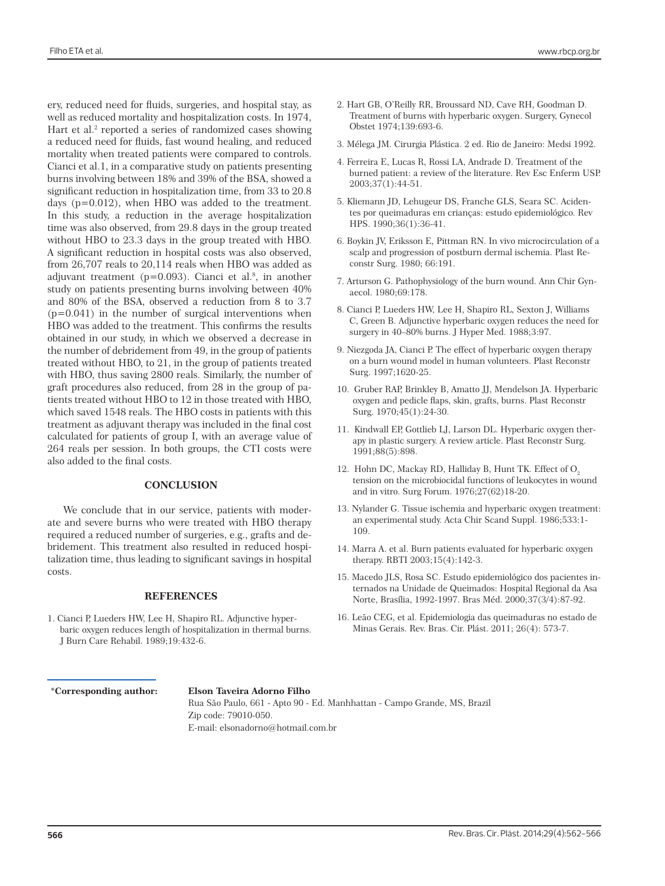ery, reduced need for fluids, surgeries, and hospital stay, as well as reduced mortality and hospitalization costs. In 1974, Hart et al.[2] reported a series of randomized cases showing a reduced need for fluids, fast wound healing, and reduced mortality when treated patients were compared to controls. Cianci et al.1, in a comparative study on patients presenting burns involving between 18% and 39% of the BSA, showed a significant reduction in hospitalization time, from 33 to 20.8 days (p=0.012), when HBO was added to the treatment. In this study, a reduction in the average hospitalization time was also observed, from 29.8 days in the group treated without HBO to 23.3 days in the group treated with HBO. A significant reduction in hospital costs was also observed, from 26,707 reals to 20,114 reals when HBO was added as adjuvant treatment (p=0.093). Cianci et al.[8], in another study on patients presenting burns involving between 40% and 80% of the BSA, observed a reduction from 8 to 3.7 (p=0.041) in the number of surgical interventions when HBO was added to the treatment. This confirms the results obtained in our study, in which we observed a decrease in the number of debridement from 49, in the group of patients treated without HBO, to 21, in the group of patients treated with HBO, thus saving 2800 reals. Similarly, the number of graft procedures also reduced, from 28 in the group of patients treated without HBO to 12 in those treated with HBO, which saved 1548 reals. The HBO costs in patients with this treatment as adjuvant therapy was included in the final cost calculated for patients of group I, with an average value of 264 reals per session. In both groups, the CTI costs were also added to the final costs.

## CONCLUSION

We conclude that in our service, patients with moderate and severe burns who were treated with HBO therapy required a reduced number of surgeries, e.g., grafts and debridement. This treatment also resulted in reduced hospitalization time, thus leading to significant savings in hospital costs.

## REFERENCES

1. Cianci P, Lueders HW, Lee H, Shapiro RL. Adjunctive hyperbaric oxygen reduces length of hospitalization in thermal burns. J Burn Care Rehabil. 1989;19:432-6.
2. Hart GB, O'Reilly RR, Broussard ND, Cave RH, Goodman D. Treatment of burns with hyperbaric oxygen. Surgery, Gynecol Obstet 1974;139:693-6.
3. Mélega JM. Cirurgia Plástica. 2 ed. Rio de Janeiro: Medsi 1992.
4. Ferreira E, Lucas R, Rossi LA, Andrade D. Treatment of the burned patient: a review of the literature. Rev Esc Enferm USP. 2003;37(1):44-51.
5. Kliemann JD, Lehugeur DS, Franche GLS, Seara SC. Acidentes por queimaduras em crianças: estudo epidemiológico. Rev HPS. 1990;36(1):36-41.
6. Boykin JV, Eriksson E, Pittman RN. In vivo microcirculation of a scalp and progression of postburn dermal ischemia. Plast Reconstr Surg. 1980; 66:191.
7. Arturson G. Pathophysiology of the burn wound. Ann Chir Gynaecol. 1980;69:178.
8. Cianci P, Lueders HW, Lee H, Shapiro RL, Sexton J, Williams C, Green B. Adjunctive hyperbaric oxygen reduces the need for surgery in 40–80% burns. J Hyper Med. 1988;3:97.
9. Niezgoda JA, Cianci P. The effect of hyperbaric oxygen therapy on a burn wound model in human volunteers. Plast Reconstr Surg. 1997;1620-25.
10. Gruber RAP, Brinkley B, Amatto JJ, Mendelson JA. Hyperbaric oxygen and pedicle flaps, skin, grafts, burns. Plast Reconstr Surg. 1970;45(1):24-30.
11. Kindwall EP, Gottlieb LJ, Larson DL. Hyperbaric oxygen therapy in plastic surgery. A review article. Plast Reconstr Surg. 1991;88(5):898.
12. Hohn DC, Mackay RD, Halliday B, Hunt TK. Effect of $O_2$ tension on the microbiocidal functions of leukocytes in wound and in vitro. Surg Forum. 1976;27(62)18-20.
13. Nylander G. Tissue ischemia and hyperbaric oxygen treatment: an experimental study. Acta Chir Scand Suppl. 1986;533:1-109.
14. Marra A. et al. Burn patients evaluated for hyperbaric oxygen therapy. RBTI 2003;15(4):142-3.
15. Macedo JLS, Rosa SC. Estudo epidemiológico dos pacientes internados na Unidade de Queimados: Hospital Regional da Asa Norte, Brasília, 1992-1997. Bras Méd. 2000;37(3/4):87-92.
16. Leão CEG, et al. Epidemiologia das queimaduras no estado de Minas Gerais. Rev. Bras. Cir. Plást. 2011; 26(4): 573-7.

**\*Corresponding author:** **Elson Taveira Adorno Filho**
Rua São Paulo, 661 - Apto 90 - Ed. Manhhattan - Campo Grande, MS, Brazil
Zip code: 79010-050.
E-mail: elsonadorno@hotmail.com.br